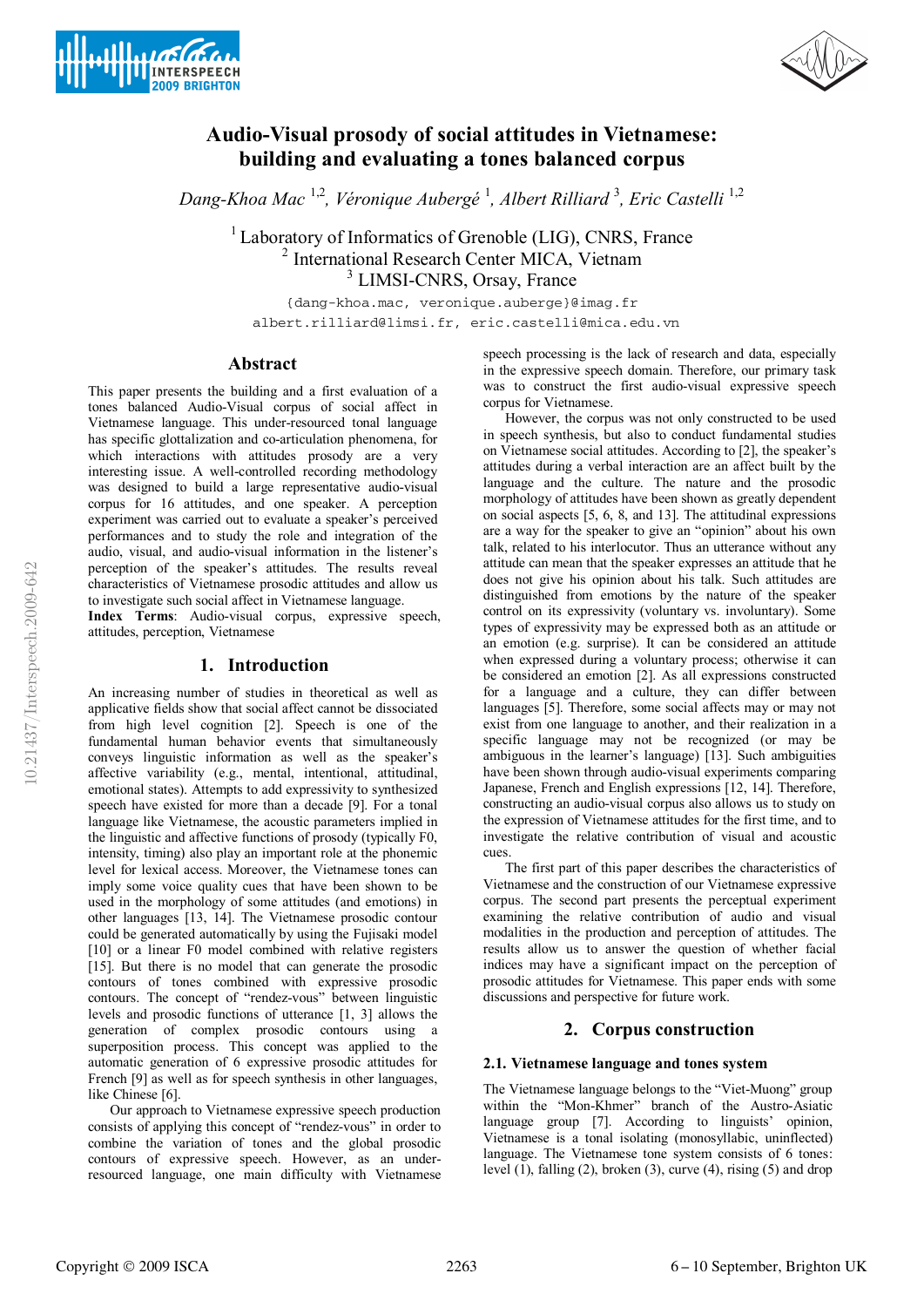# Audio-Visual prosody of social attitudes in Vietnamese: building and evaluating a tones balanced corpus

*Dang-Khoa Mac* [1,2], *Véronique Aubergé* [1], *Albert Rilliard* [3], *Eric Castelli* [1,2]

[1] Laboratory of Informatics of Grenoble (LIG), CNRS, France
[2] International Research Center MICA, Vietnam
[3] LIMSI-CNRS, Orsay, France

{dang-khoa.mac, veronique.auberge}@imag.fr
albert.rilliard@limsi.fr, eric.castelli@mica.edu.vn

## Abstract

This paper presents the building and a first evaluation of a tones balanced Audio-Visual corpus of social affect in Vietnamese language. This under-resourced tonal language has specific glottalization and co-articulation phenomena, for which interactions with attitudes prosody are a very interesting issue. A well-controlled recording methodology was designed to build a large representative audio-visual corpus for 16 attitudes, and one speaker. A perception experiment was carried out to evaluate a speaker's perceived performances and to study the role and integration of the audio, visual, and audio-visual information in the listener's perception of the speaker's attitudes. The results reveal characteristics of Vietnamese prosodic attitudes and allow us to investigate such social affect in Vietnamese language.

**Index Terms**: Audio-visual corpus, expressive speech, attitudes, perception, Vietnamese

## 1. Introduction

An increasing number of studies in theoretical as well as applicative fields show that social affect cannot be dissociated from high level cognition [2]. Speech is one of the fundamental human behavior events that simultaneously conveys linguistic information as well as the speaker's affective variability (e.g., mental, intentional, attitudinal, emotional states). Attempts to add expressivity to synthesized speech have existed for more than a decade [9]. For a tonal language like Vietnamese, the acoustic parameters implied in the linguistic and affective functions of prosody (typically F0, intensity, timing) also play an important role at the phonemic level for lexical access. Moreover, the Vietnamese tones can imply some voice quality cues that have been shown to be used in the morphology of some attitudes (and emotions) in other languages [13, 14]. The Vietnamese prosodic contour could be generated automatically by using the Fujisaki model [10] or a linear F0 model combined with relative registers [15]. But there is no model that can generate the prosodic contours of tones combined with expressive prosodic contours. The concept of "rendez-vous" between linguistic levels and prosodic functions of utterance [1, 3] allows the generation of complex prosodic contours using a superposition process. This concept was applied to the automatic generation of 6 expressive prosodic attitudes for French [9] as well as for speech synthesis in other languages, like Chinese [6].

Our approach to Vietnamese expressive speech production consists of applying this concept of "rendez-vous" in order to combine the variation of tones and the global prosodic contours of expressive speech. However, as an under-resourced language, one main difficulty with Vietnamese speech processing is the lack of research and data, especially in the expressive speech domain. Therefore, our primary task was to construct the first audio-visual expressive speech corpus for Vietnamese.

However, the corpus was not only constructed to be used in speech synthesis, but also to conduct fundamental studies on Vietnamese social attitudes. According to [2], the speaker's attitudes during a verbal interaction are an affect built by the language and the culture. The nature and the prosodic morphology of attitudes have been shown as greatly dependent on social aspects [5, 6, 8, and 13]. The attitudinal expressions are a way for the speaker to give an "opinion" about his own talk, related to his interlocutor. Thus an utterance without any attitude can mean that the speaker expresses an attitude that he does not give his opinion about his talk. Such attitudes are distinguished from emotions by the nature of the speaker control on its expressivity (voluntary vs. involuntary). Some types of expressivity may be expressed both as an attitude or an emotion (e.g. surprise). It can be considered an attitude when expressed during a voluntary process; otherwise it can be considered an emotion [2]. As all expressions constructed for a language and a culture, they can differ between languages [5]. Therefore, some social affects may or may not exist from one language to another, and their realization in a specific language may not be recognized (or may be ambiguous in the learner's language) [13]. Such ambiguities have been shown through audio-visual experiments comparing Japanese, French and English expressions [12, 14]. Therefore, constructing an audio-visual corpus also allows us to study on the expression of Vietnamese attitudes for the first time, and to investigate the relative contribution of visual and acoustic cues.

The first part of this paper describes the characteristics of Vietnamese and the construction of our Vietnamese expressive corpus. The second part presents the perceptual experiment examining the relative contribution of audio and visual modalities in the production and perception of attitudes. The results allow us to answer the question of whether facial indices may have a significant impact on the perception of prosodic attitudes for Vietnamese. This paper ends with some discussions and perspective for future work.

## 2. Corpus construction

### 2.1. Vietnamese language and tones system

The Vietnamese language belongs to the "Viet-Muong" group within the "Mon-Khmer" branch of the Austro-Asiatic language group [7]. According to linguists' opinion, Vietnamese is a tonal isolating (monosyllabic, uninflected) language. The Vietnamese tone system consists of 6 tones: level (1), falling (2), broken (3), curve (4), rising (5) and drop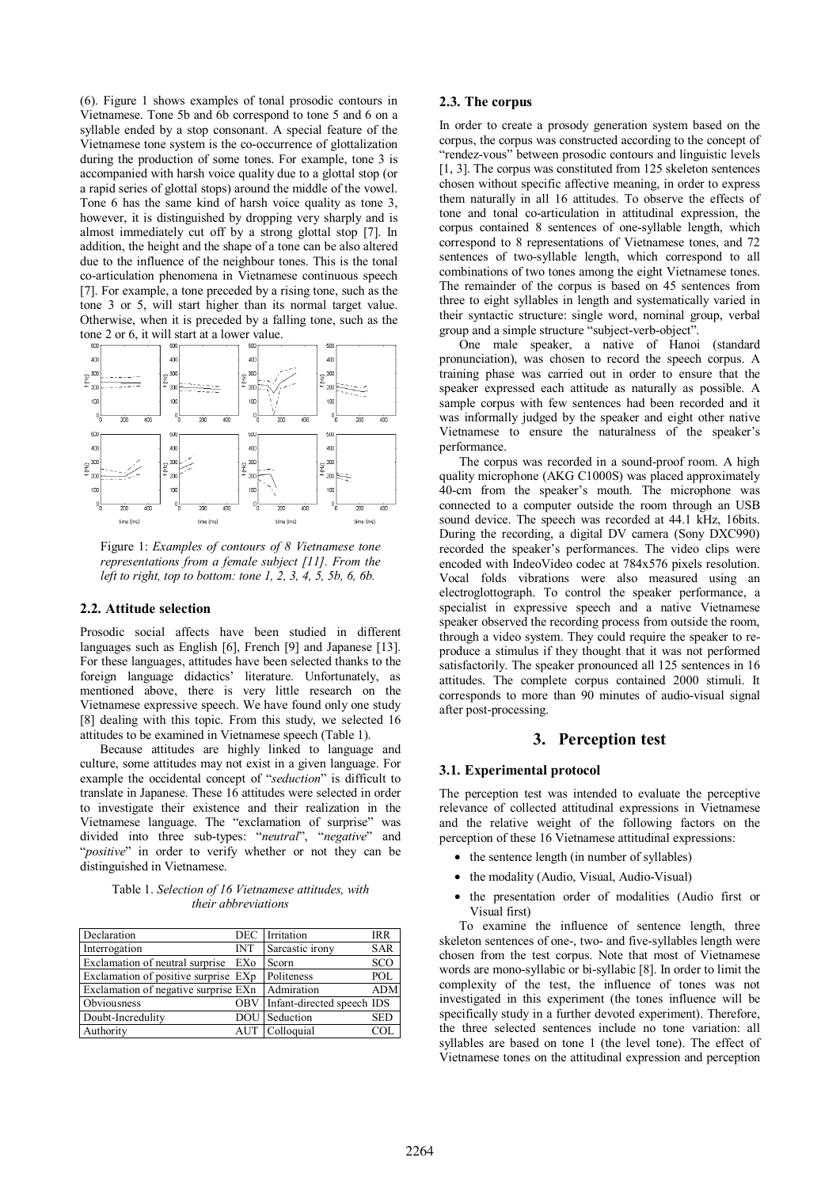(6). Figure 1 shows examples of tonal prosodic contours in Vietnamese. Tone 5b and 6b correspond to tone 5 and 6 on a syllable ended by a stop consonant. A special feature of the Vietnamese tone system is the co-occurrence of glottalization during the production of some tones. For example, tone 3 is accompanied with harsh voice quality due to a glottal stop (or a rapid series of glottal stops) around the middle of the vowel. Tone 6 has the same kind of harsh voice quality as tone 3, however, it is distinguished by dropping very sharply and is almost immediately cut off by a strong glottal stop [7]. In addition, the height and the shape of a tone can be also altered due to the influence of the neighbour tones. This is the tonal co-articulation phenomena in Vietnamese continuous speech [7]. For example, a tone preceded by a rising tone, such as the tone 3 or 5, will start higher than its normal target value. Otherwise, when it is preceded by a falling tone, such as the tone 2 or 6, it will start at a lower value.

Figure 1: *Examples of contours of 8 Vietnamese tone representations from a female subject [11]. From the left to right, top to bottom: tone 1, 2, 3, 4, 5, 5b, 6, 6b.*

### 2.2. Attitude selection

Prosodic social affects have been studied in different languages such as English [6], French [9] and Japanese [13]. For these languages, attitudes have been selected thanks to the foreign language didactics' literature. Unfortunately, as mentioned above, there is very little research on the Vietnamese expressive speech. We have found only one study [8] dealing with this topic. From this study, we selected 16 attitudes to be examined in Vietnamese speech (Table 1).

Because attitudes are highly linked to language and culture, some attitudes may not exist in a given language. For example the occidental concept of "*seduction*" is difficult to translate in Japanese. These 16 attitudes were selected in order to investigate their existence and their realization in the Vietnamese language. The "exclamation of surprise" was divided into three sub-types: "*neutral*", "*negative*" and "*positive*" in order to verify whether or not they can be distinguished in Vietnamese.

Table 1. *Selection of 16 Vietnamese attitudes, with their abbreviations*

| | | | |
|---|---|---|---|
| Declaration | DEC | Irritation | IRR |
| Interrogation | INT | Sarcastic irony | SAR |
| Exclamation of neutral surprise | EXo | Scorn | SCO |
| Exclamation of positive surprise | EXp | Politeness | POL |
| Exclamation of negative surprise | EXn | Admiration | ADM |
| Obviousness | OBV | Infant-directed speech | IDS |
| Doubt-Incredulity | DOU | Seduction | SED |
| Authority | AUT | Colloquial | COL |

### 2.3. The corpus

In order to create a prosody generation system based on the corpus, the corpus was constructed according to the concept of "rendez-vous" between prosodic contours and linguistic levels [1, 3]. The corpus was constituted from 125 skeleton sentences chosen without specific affective meaning, in order to express them naturally in all 16 attitudes. To observe the effects of tone and tonal co-articulation in attitudinal expression, the corpus contained 8 sentences of one-syllable length, which correspond to 8 representations of Vietnamese tones, and 72 sentences of two-syllable length, which correspond to all combinations of two tones among the eight Vietnamese tones. The remainder of the corpus is based on 45 sentences from three to eight syllables in length and systematically varied in their syntactic structure: single word, nominal group, verbal group and a simple structure "subject-verb-object".

One male speaker, a native of Hanoi (standard pronunciation), was chosen to record the speech corpus. A training phase was carried out in order to ensure that the speaker expressed each attitude as naturally as possible. A sample corpus with few sentences had been recorded and it was informally judged by the speaker and eight other native Vietnamese to ensure the naturalness of the speaker's performance.

The corpus was recorded in a sound-proof room. A high quality microphone (AKG C1000S) was placed approximately 40-cm from the speaker's mouth. The microphone was connected to a computer outside the room through an USB sound device. The speech was recorded at 44.1 kHz, 16bits. During the recording, a digital DV camera (Sony DXC990) recorded the speaker's performances. The video clips were encoded with IndeoVideo codec at 784x576 pixels resolution. Vocal folds vibrations were also measured using an electroglottograph. To control the speaker performance, a specialist in expressive speech and a native Vietnamese speaker observed the recording process from outside the room, through a video system. They could require the speaker to re-produce a stimulus if they thought that it was not performed satisfactorily. The speaker pronounced all 125 sentences in 16 attitudes. The complete corpus contained 2000 stimuli. It corresponds to more than 90 minutes of audio-visual signal after post-processing.

## 3. Perception test

### 3.1. Experimental protocol

The perception test was intended to evaluate the perceptive relevance of collected attitudinal expressions in Vietnamese and the relative weight of the following factors on the perception of these 16 Vietnamese attitudinal expressions:

- the sentence length (in number of syllables)
- the modality (Audio, Visual, Audio-Visual)
- the presentation order of modalities (Audio first or Visual first)

To examine the influence of sentence length, three skeleton sentences of one-, two- and five-syllables length were chosen from the test corpus. Note that most of Vietnamese words are mono-syllabic or bi-syllabic [8]. In order to limit the complexity of the test, the influence of tones was not investigated in this experiment (the tones influence will be specifically study in a further devoted experiment). Therefore, the three selected sentences include no tone variation: all syllables are based on tone 1 (the level tone). The effect of Vietnamese tones on the attitudinal expression and perception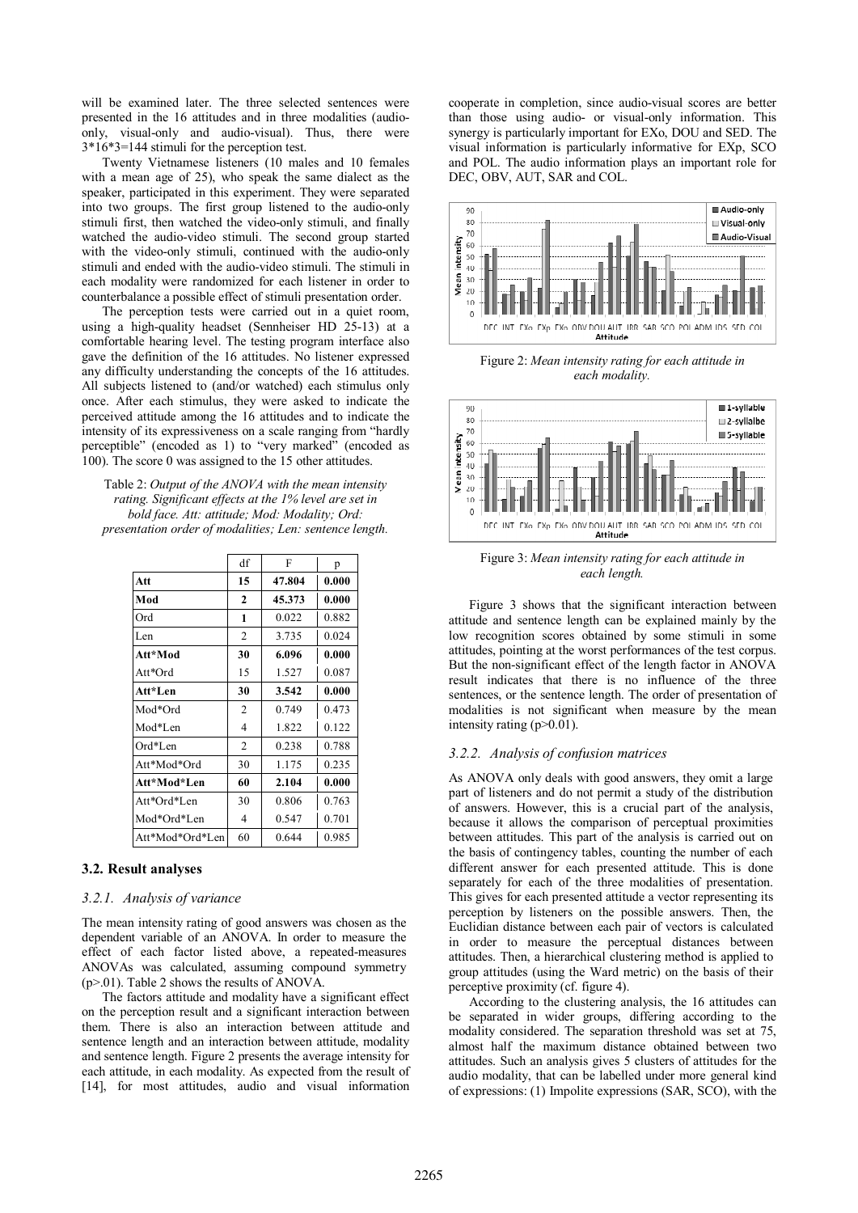will be examined later. The three selected sentences were presented in the 16 attitudes and in three modalities (audio-only, visual-only and audio-visual). Thus, there were 3*16*3=144 stimuli for the perception test.

Twenty Vietnamese listeners (10 males and 10 females with a mean age of 25), who speak the same dialect as the speaker, participated in this experiment. They were separated into two groups. The first group listened to the audio-only stimuli first, then watched the video-only stimuli, and finally watched the audio-video stimuli. The second group started with the video-only stimuli, continued with the audio-only stimuli and ended with the audio-video stimuli. The stimuli in each modality were randomized for each listener in order to counterbalance a possible effect of stimuli presentation order.

The perception tests were carried out in a quiet room, using a high-quality headset (Sennheiser HD 25-13) at a comfortable hearing level. The testing program interface also gave the definition of the 16 attitudes. No listener expressed any difficulty understanding the concepts of the 16 attitudes. All subjects listened to (and/or watched) each stimulus only once. After each stimulus, they were asked to indicate the perceived attitude among the 16 attitudes and to indicate the intensity of its expressiveness on a scale ranging from "hardly perceptible" (encoded as 1) to "very marked" (encoded as 100). The score 0 was assigned to the 15 other attitudes.

Table 2: *Output of the ANOVA with the mean intensity rating. Significant effects at the 1% level are set in bold face. Att: attitude; Mod: Modality; Ord: presentation order of modalities; Len: sentence length.*

| | df | F | p |
|---|---|---|---|
| **Att** | **15** | **47.804** | **0.000** |
| **Mod** | **2** | **45.373** | **0.000** |
| Ord | 1 | 0.022 | 0.882 |
| Len | 2 | 3.735 | 0.024 |
| **Att*Mod** | **30** | **6.096** | **0.000** |
| Att*Ord | 15 | 1.527 | 0.087 |
| **Att*Len** | **30** | **3.542** | **0.000** |
| Mod*Ord | 2 | 0.749 | 0.473 |
| Mod*Len | 4 | 1.822 | 0.122 |
| Ord*Len | 2 | 0.238 | 0.788 |
| Att*Mod*Ord | 30 | 1.175 | 0.235 |
| **Att*Mod*Len** | **60** | **2.104** | **0.000** |
| Att*Ord*Len | 30 | 0.806 | 0.763 |
| Mod*Ord*Len | 4 | 0.547 | 0.701 |
| Att*Mod*Ord*Len | 60 | 0.644 | 0.985 |

### 3.2. Result analyses

#### *3.2.1. Analysis of variance*

The mean intensity rating of good answers was chosen as the dependent variable of an ANOVA. In order to measure the effect of each factor listed above, a repeated-measures ANOVAs was calculated, assuming compound symmetry ($p>.01$). Table 2 shows the results of ANOVA.

The factors attitude and modality have a significant effect on the perception result and a significant interaction between them. There is also an interaction between attitude and sentence length and an interaction between attitude, modality and sentence length. Figure 2 presents the average intensity for each attitude, in each modality. As expected from the result of [14], for most attitudes, audio and visual information cooperate in completion, since audio-visual scores are better than those using audio- or visual-only information. This synergy is particularly important for EXo, DOU and SED. The visual information is particularly informative for EXp, SCO and POL. The audio information plays an important role for DEC, OBV, AUT, SAR and COL.

Figure 2: *Mean intensity rating for each attitude in each modality.*

Figure 3: *Mean intensity rating for each attitude in each length.*

Figure 3 shows that the significant interaction between attitude and sentence length can be explained mainly by the low recognition scores obtained by some stimuli in some attitudes, pointing at the worst performances of the test corpus. But the non-significant effect of the length factor in ANOVA result indicates that there is no influence of the three sentences, or the sentence length. The order of presentation of modalities is not significant when measure by the mean intensity rating ($p>0.01$).

#### *3.2.2. Analysis of confusion matrices*

As ANOVA only deals with good answers, they omit a large part of listeners and do not permit a study of the distribution of answers. However, this is a crucial part of the analysis, because it allows the comparison of perceptual proximities between attitudes. This part of the analysis is carried out on the basis of contingency tables, counting the number of each different answer for each presented attitude. This is done separately for each of the three modalities of presentation. This gives for each presented attitude a vector representing its perception by listeners on the possible answers. Then, the Euclidian distance between each pair of vectors is calculated in order to measure the perceptual distances between attitudes. Then, a hierarchical clustering method is applied to group attitudes (using the Ward metric) on the basis of their perceptive proximity (cf. figure 4).

According to the clustering analysis, the 16 attitudes can be separated in wider groups, differing according to the modality considered. The separation threshold was set at 75, almost half the maximum distance obtained between two attitudes. Such an analysis gives 5 clusters of attitudes for the audio modality, that can be labelled under more general kind of expressions: (1) Impolite expressions (SAR, SCO), with the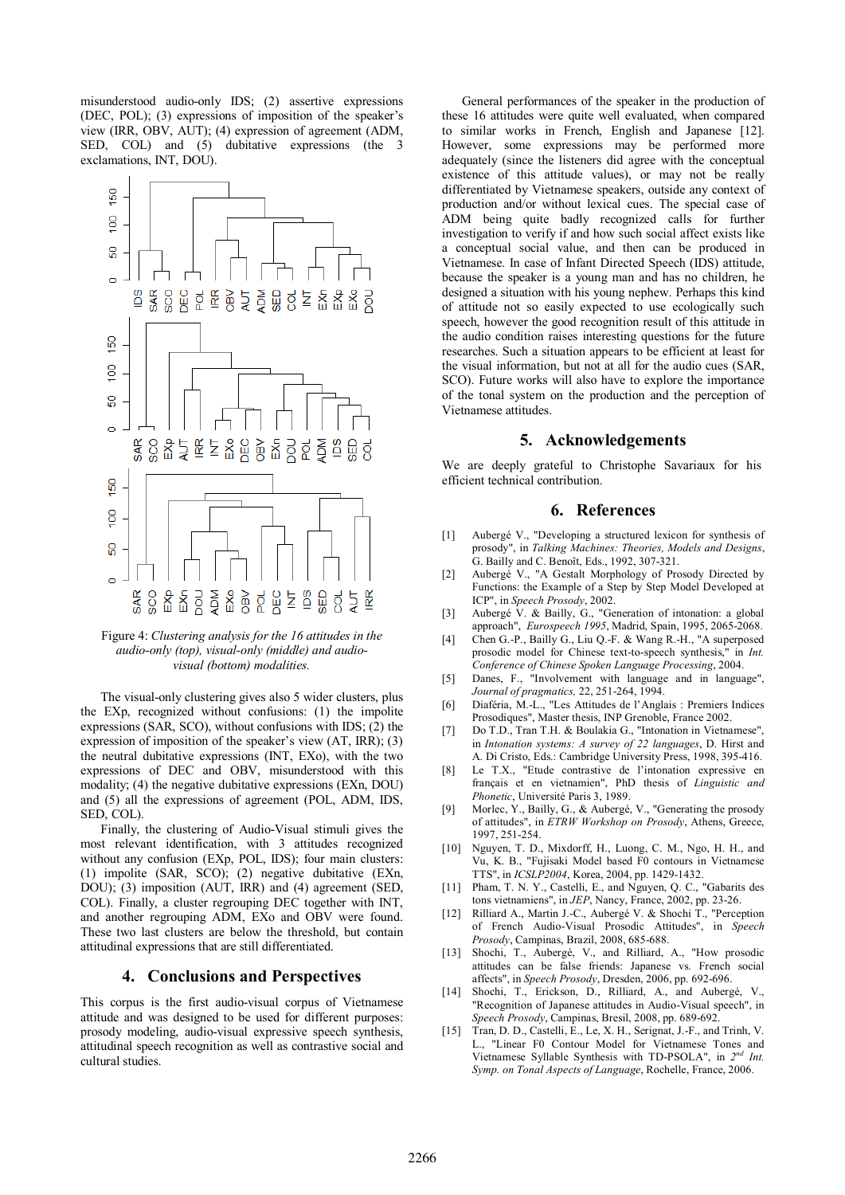misunderstood audio-only IDS; (2) assertive expressions (DEC, POL); (3) expressions of imposition of the speaker's view (IRR, OBV, AUT); (4) expression of agreement (ADM, SED, COL) and (5) dubitative expressions (the 3 exclamations, INT, DOU).

0
50
100
150
IDS SAR SCO DEC POL IRR OBV AUT ADM SED COL INT EXn EXp EXo DOU

0
50
100
150
SAR SCO EXp AUT IRR INT EXo DEC OBV EXn DOU POL ADM IDS SED COL

0
50
100
150
SAR SCO EXp EXn DOU ADM EXo OBV POL DEC INT IDS SED COL AUT IRR

Figure 4: *Clustering analysis for the 16 attitudes in the audio-only (top), visual-only (middle) and audio-visual (bottom) modalities.*

The visual-only clustering gives also 5 wider clusters, plus the EXp, recognized without confusions: (1) the impolite expressions (SAR, SCO), without confusions with IDS; (2) the expression of imposition of the speaker's view (AT, IRR); (3) the neutral dubitative expressions (INT, EXo), with the two expressions of DEC and OBV, misunderstood with this modality; (4) the negative dubitative expressions (EXn, DOU) and (5) all the expressions of agreement (POL, ADM, IDS, SED, COL).

Finally, the clustering of Audio-Visual stimuli gives the most relevant identification, with 3 attitudes recognized without any confusion (EXp, POL, IDS); four main clusters: (1) impolite (SAR, SCO); (2) negative dubitative (EXn, DOU); (3) imposition (AUT, IRR) and (4) agreement (SED, COL). Finally, a cluster regrouping DEC together with INT, and another regrouping ADM, EXo and OBV were found. These two last clusters are below the threshold, but contain attitudinal expressions that are still differentiated.

## 4. Conclusions and Perspectives

This corpus is the first audio-visual corpus of Vietnamese attitude and was designed to be used for different purposes: prosody modeling, audio-visual expressive speech synthesis, attitudinal speech recognition as well as contrastive social and cultural studies.

General performances of the speaker in the production of these 16 attitudes were quite well evaluated, when compared to similar works in French, English and Japanese [12]. However, some expressions may be performed more adequately (since the listeners did agree with the conceptual existence of this attitude values), or may not be really differentiated by Vietnamese speakers, outside any context of production and/or without lexical cues. The special case of ADM being quite badly recognized calls for further investigation to verify if and how such social affect exists like a conceptual social value, and then can be produced in Vietnamese. In case of Infant Directed Speech (IDS) attitude, because the speaker is a young man and has no children, he designed a situation with his young nephew. Perhaps this kind of attitude not so easily expected to use ecologically such speech, however the good recognition result of this attitude in the audio condition raises interesting questions for the future researches. Such a situation appears to be efficient at least for the visual information, but not at all for the audio cues (SAR, SCO). Future works will also have to explore the importance of the tonal system on the production and the perception of Vietnamese attitudes.

## 5. Acknowledgements

We are deeply grateful to Christophe Savariaux for his efficient technical contribution.

## 6. References

[1] Aubergé V., "Developing a structured lexicon for synthesis of prosody", in *Talking Machines: Theories, Models and Designs*, G. Bailly and C. Benoît, Eds., 1992, 307-321.

[2] Aubergé V., "A Gestalt Morphology of Prosody Directed by Functions: the Example of a Step by Step Model Developed at ICP", in *Speech Prosody*, 2002.

[3] Aubergé V. & Bailly, G., "Generation of intonation: a global approach", *Eurospeech 1995*, Madrid, Spain, 1995, 2065-2068.

[4] Chen G.-P., Bailly G., Liu Q.-F. & Wang R.-H., "A superposed prosodic model for Chinese text-to-speech synthesis," in *Int. Conference of Chinese Spoken Language Processing*, 2004.

[5] Danes, F., "Involvement with language and in language", *Journal of pragmatics,* 22, 251-264, 1994.

[6] Diaféria, M.-L., "Les Attitudes de l'Anglais : Premiers Indices Prosodiques", Master thesis, INP Grenoble, France 2002.

[7] Do T.D., Tran T.H. & Boulakia G., "Intonation in Vietnamese", in *Intonation systems: A survey of 22 languages*, D. Hirst and A. Di Cristo, Eds.: Cambridge University Press, 1998, 395-416.

[8] Le T.X., "Etude contrastive de l'intonation expressive en français et en vietnamien", PhD thesis of *Linguistic and Phonetic*, Université Paris 3, 1989.

[9] Morlec, Y., Bailly, G., & Aubergé, V., "Generating the prosody of attitudes", in *ETRW Workshop on Prosody*, Athens, Greece, 1997, 251-254.

[10] Nguyen, T. D., Mixdorff, H., Luong, C. M., Ngo, H. H., and Vu, K. B., "Fujisaki Model based F0 contours in Vietnamese TTS", in *ICSLP2004*, Korea, 2004, pp. 1429-1432.

[11] Pham, T. N. Y., Castelli, E., and Nguyen, Q. C., "Gabarits des tons vietnamiens", in *JEP*, Nancy, France, 2002, pp. 23-26.

[12] Rilliard A., Martin J.-C., Aubergé V. & Shochi T., "Perception of French Audio-Visual Prosodic Attitudes", in *Speech Prosody*, Campinas, Brazil, 2008, 685-688.

[13] Shochi, T., Aubergé, V., and Rilliard, A., "How prosodic attitudes can be false friends: Japanese vs. French social affects", in *Speech Prosody*, Dresden, 2006, pp. 692-696.

[14] Shochi, T., Erickson, D., Rilliard, A., and Aubergé, V., "Recognition of Japanese attitudes in Audio-Visual speech", in *Speech Prosody*, Campinas, Bresil, 2008, pp. 689-692.

[15] Tran, D. D., Castelli, E., Le, X. H., Serignat, J.-F., and Trinh, V. L., "Linear F0 Contour Model for Vietnamese Tones and Vietnamese Syllable Synthesis with TD-PSOLA", in *2nd Int. Symp. on Tonal Aspects of Language*, Rochelle, France, 2006.